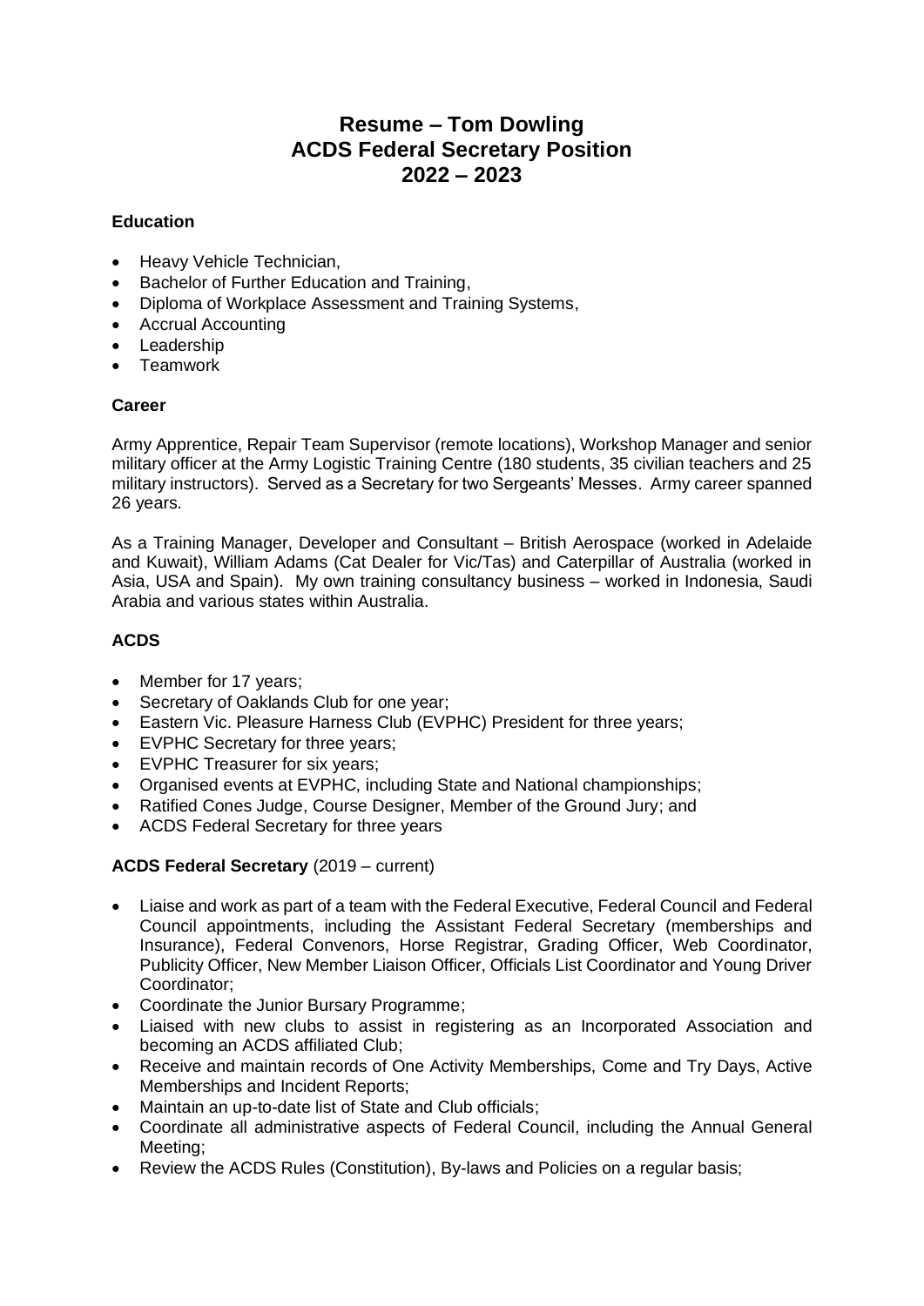# Resume – Tom Dowling
# ACDS Federal Secretary Position
# 2022 – 2023

**Education**

- Heavy Vehicle Technician,
- Bachelor of Further Education and Training,
- Diploma of Workplace Assessment and Training Systems,
- Accrual Accounting
- Leadership
- Teamwork

**Career**

Army Apprentice, Repair Team Supervisor (remote locations), Workshop Manager and senior military officer at the Army Logistic Training Centre (180 students, 35 civilian teachers and 25 military instructors). Served as a Secretary for two Sergeants' Messes. Army career spanned 26 years.

As a Training Manager, Developer and Consultant – British Aerospace (worked in Adelaide and Kuwait), William Adams (Cat Dealer for Vic/Tas) and Caterpillar of Australia (worked in Asia, USA and Spain). My own training consultancy business – worked in Indonesia, Saudi Arabia and various states within Australia.

**ACDS**

- Member for 17 years;
- Secretary of Oaklands Club for one year;
- Eastern Vic. Pleasure Harness Club (EVPHC) President for three years;
- EVPHC Secretary for three years;
- EVPHC Treasurer for six years;
- Organised events at EVPHC, including State and National championships;
- Ratified Cones Judge, Course Designer, Member of the Ground Jury; and
- ACDS Federal Secretary for three years

**ACDS Federal Secretary** (2019 – current)

- Liaise and work as part of a team with the Federal Executive, Federal Council and Federal Council appointments, including the Assistant Federal Secretary (memberships and Insurance), Federal Convenors, Horse Registrar, Grading Officer, Web Coordinator, Publicity Officer, New Member Liaison Officer, Officials List Coordinator and Young Driver Coordinator;
- Coordinate the Junior Bursary Programme;
- Liaised with new clubs to assist in registering as an Incorporated Association and becoming an ACDS affiliated Club;
- Receive and maintain records of One Activity Memberships, Come and Try Days, Active Memberships and Incident Reports;
- Maintain an up-to-date list of State and Club officials;
- Coordinate all administrative aspects of Federal Council, including the Annual General Meeting;
- Review the ACDS Rules (Constitution), By-laws and Policies on a regular basis;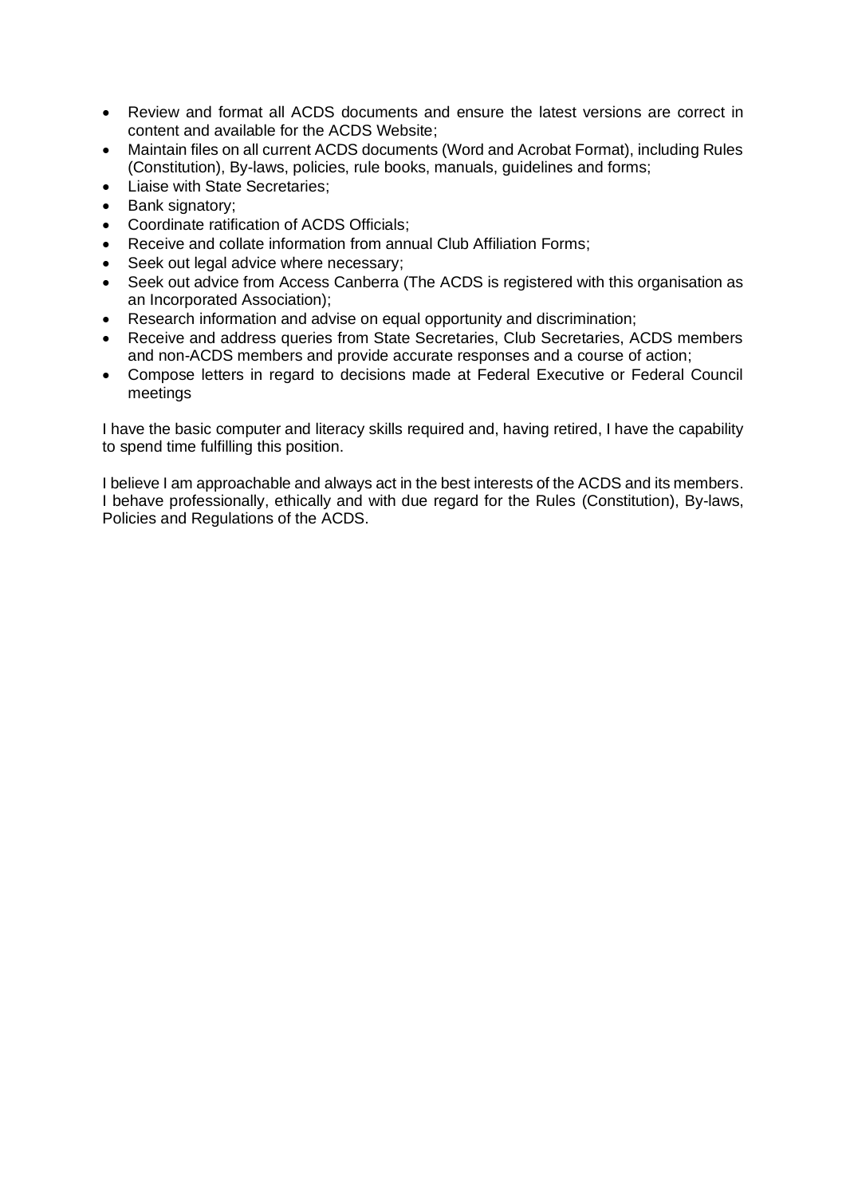- Review and format all ACDS documents and ensure the latest versions are correct in content and available for the ACDS Website;
- Maintain files on all current ACDS documents (Word and Acrobat Format), including Rules (Constitution), By-laws, policies, rule books, manuals, guidelines and forms;
- Liaise with State Secretaries;
- Bank signatory;
- Coordinate ratification of ACDS Officials;
- Receive and collate information from annual Club Affiliation Forms;
- Seek out legal advice where necessary;
- Seek out advice from Access Canberra (The ACDS is registered with this organisation as an Incorporated Association);
- Research information and advise on equal opportunity and discrimination;
- Receive and address queries from State Secretaries, Club Secretaries, ACDS members and non-ACDS members and provide accurate responses and a course of action;
- Compose letters in regard to decisions made at Federal Executive or Federal Council meetings

I have the basic computer and literacy skills required and, having retired, I have the capability to spend time fulfilling this position.

I believe I am approachable and always act in the best interests of the ACDS and its members. I behave professionally, ethically and with due regard for the Rules (Constitution), By-laws, Policies and Regulations of the ACDS.